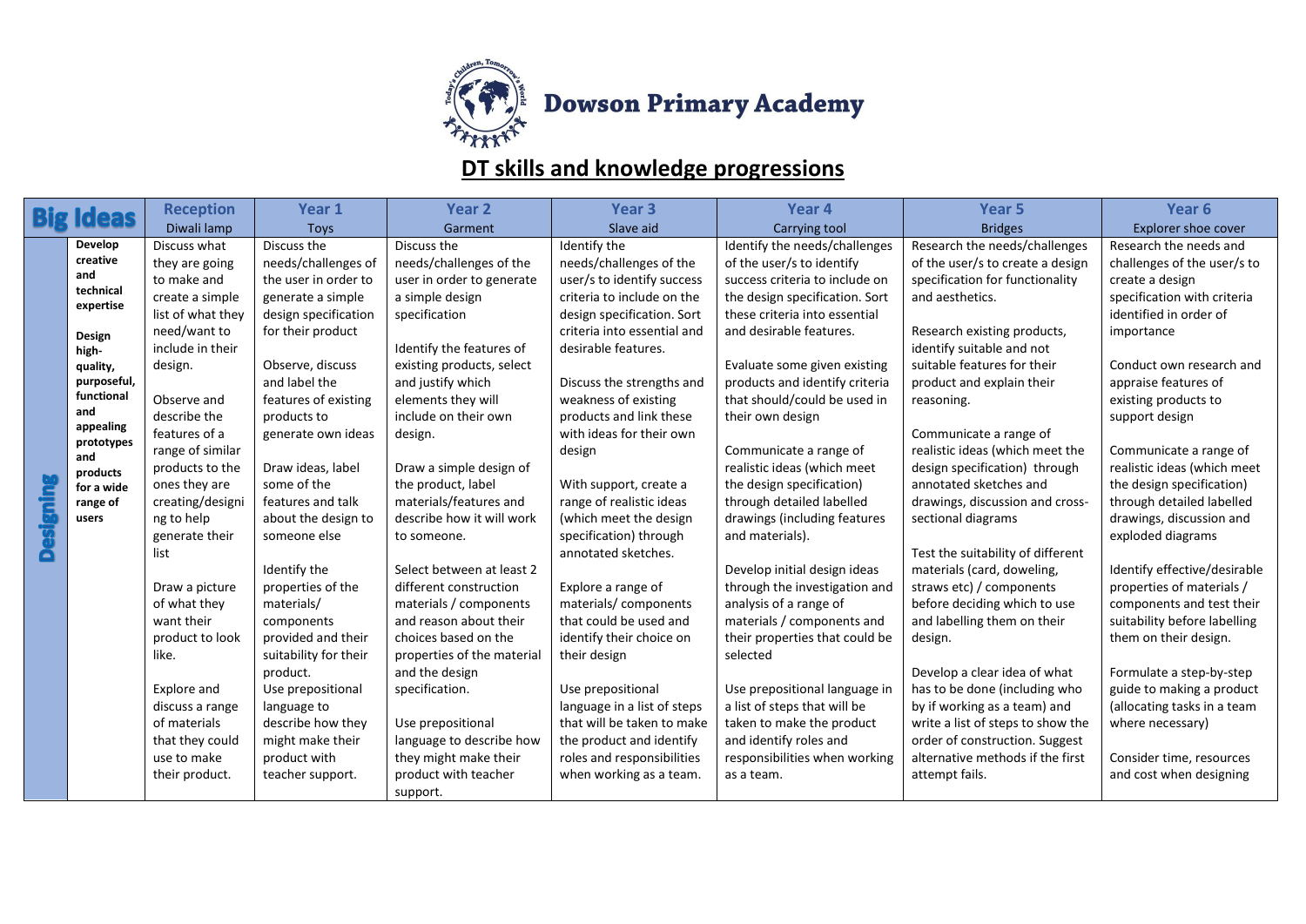# Dowson Primary Academy

## DT skills and knowledge progressions

| Big Ideas | | Reception | Year 1 | Year 2 | Year 3 | Year 4 | Year 5 | Year 6 |
|---|---|---|---|---|---|---|---|---|
| | | Diwali lamp | Toys | Garment | Slave aid | Carrying tool | Bridges | Explorer shoe cover |
| **Designing** | **Develop creative and technical expertise**<br><br>**Design high-quality, purposeful, functional and appealing prototypes and products for a wide range of users** | Discuss what they are going to make and create a simple list of what they need/want to include in their design.<br><br>Observe and describe the features of a range of similar products to the ones they are creating/designing to help generate their list<br><br>Draw a picture of what they want their product to look like.<br><br>Explore and discuss a range of materials that they could use to make their product. | Discuss the needs/challenges of the user in order to generate a simple design specification for their product<br><br>Observe, discuss and label the features of existing products to generate own ideas<br><br>Draw ideas, label some of the features and talk about the design to someone else<br><br>Identify the properties of the materials/ components provided and their suitability for their product.<br>Use prepositional language to describe how they might make their product with teacher support. | Discuss the needs/challenges of the user in order to generate a simple design specification<br><br>Identify the features of existing products, select and justify which elements they will include on their own design.<br><br>Draw a simple design of the product, label materials/features and describe how it will work to someone.<br><br>Select between at least 2 different construction materials / components and reason about their choices based on the properties of the material and the design specification.<br><br>Use prepositional language to describe how they might make their product with teacher support. | Identify the needs/challenges of the user/s to identify success criteria to include on the design specification. Sort criteria into essential and desirable features.<br><br>Discuss the strengths and weakness of existing products and link these with ideas for their own design<br><br>With support, create a range of realistic ideas (which meet the design specification) through annotated sketches.<br><br>Explore a range of materials/ components that could be used and identify their choice on their design<br><br>Use prepositional language in a list of steps that will be taken to make the product and identify roles and responsibilities when working as a team. | Identify the needs/challenges of the user/s to identify success criteria to include on the design specification. Sort these criteria into essential and desirable features.<br><br>Evaluate some given existing products and identify criteria that should/could be used in their own design<br><br>Communicate a range of realistic ideas (which meet the design specification) through detailed labelled drawings (including features and materials).<br><br>Develop initial design ideas through the investigation and analysis of a range of materials / components and their properties that could be selected<br><br>Use prepositional language in a list of steps that will be taken to make the product and identify roles and responsibilities when working as a team. | Research the needs/challenges of the user/s to create a design specification for functionality and aesthetics.<br><br>Research existing products, identify suitable and not suitable features for their product and explain their reasoning.<br><br>Communicate a range of realistic ideas (which meet the design specification) through annotated sketches and drawings, discussion and cross-sectional diagrams<br><br>Test the suitability of different materials (card, doweling, straws etc) / components before deciding which to use and labelling them on their design.<br><br>Develop a clear idea of what has to be done (including who by if working as a team) and write a list of steps to show the order of construction. Suggest alternative methods if the first attempt fails. | Research the needs and challenges of the user/s to create a design specification with criteria identified in order of importance<br><br>Conduct own research and appraise features of existing products to support design<br><br>Communicate a range of realistic ideas (which meet the design specification) through detailed labelled drawings, discussion and exploded diagrams<br><br>Identify effective/desirable properties of materials / components and test their suitability before labelling them on their design.<br><br>Formulate a step-by-step guide to making a product (allocating tasks in a team where necessary)<br><br>Consider time, resources and cost when designing |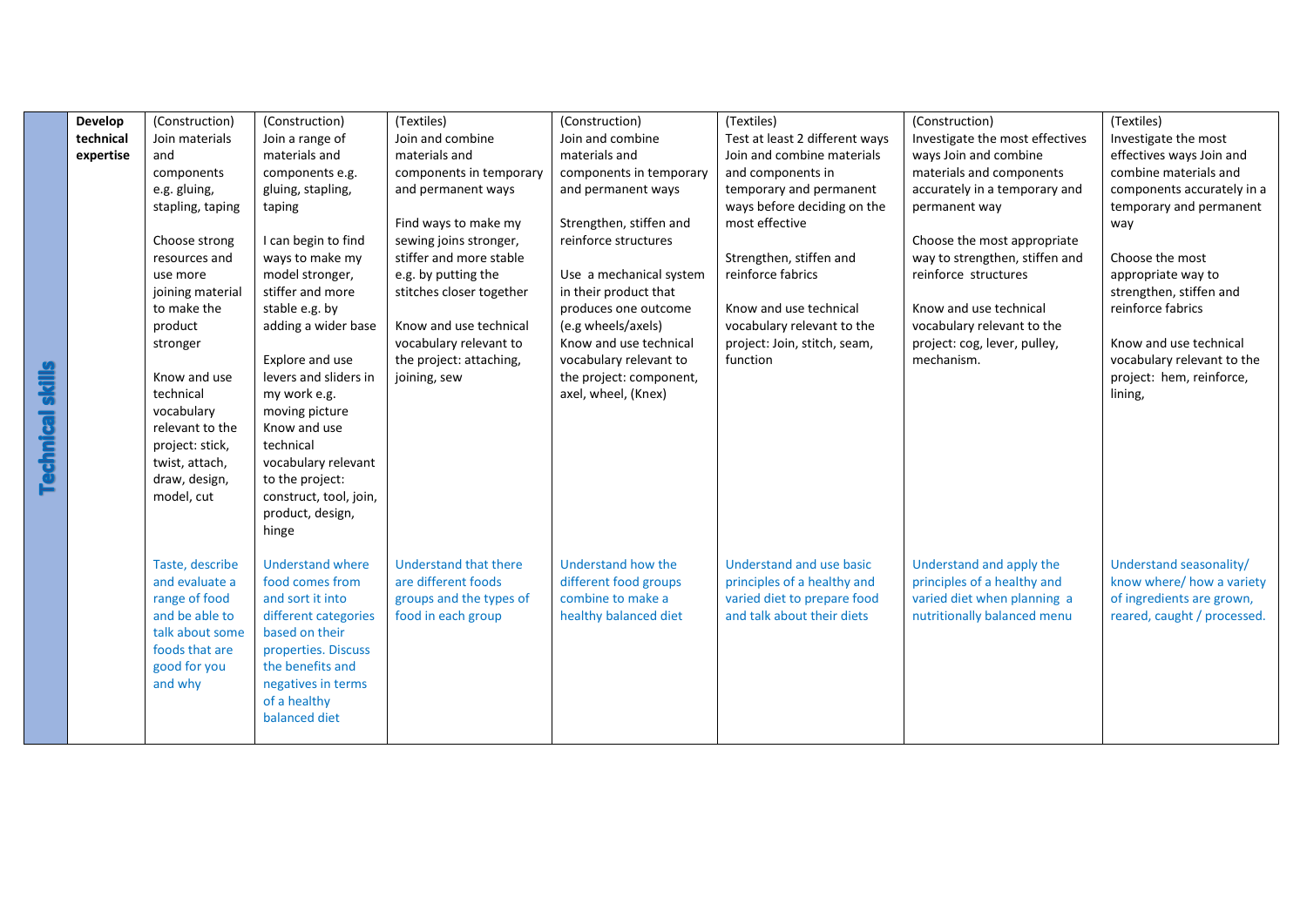| Technical skills | Develop technical expertise | (Construction) Join materials and components e.g. gluing, stapling, taping<br><br>Choose strong resources and use more joining material to make the product stronger<br><br>Know and use technical vocabulary relevant to the project: stick, twist, attach, draw, design, model, cut | (Construction) Join a range of materials and components e.g. gluing, stapling, taping<br><br>I can begin to find ways to make my model stronger, stiffer and more stable e.g. by adding a wider base<br><br>Explore and use levers and sliders in my work e.g. moving picture<br>Know and use technical vocabulary relevant to the project: construct, tool, join, product, design, hinge | (Textiles) Join and combine materials and components in temporary and permanent ways<br><br>Find ways to make my sewing joins stronger, stiffer and more stable e.g. by putting the stitches closer together<br><br>Know and use technical vocabulary relevant to the project: attaching, joining, sew | (Construction) Join and combine materials and components in temporary and permanent ways<br><br>Strengthen, stiffen and reinforce structures<br><br>Use a mechanical system in their product that produces one outcome (e.g wheels/axels)<br>Know and use technical vocabulary relevant to the project: component, axel, wheel, (Knex) | (Textiles) Test at least 2 different ways Join and combine materials and components in temporary and permanent ways before deciding on the most effective<br><br>Strengthen, stiffen and reinforce fabrics<br><br>Know and use technical vocabulary relevant to the project: Join, stitch, seam, function | (Construction) Investigate the most effectives ways Join and combine materials and components accurately in a temporary and permanent way<br><br>Choose the most appropriate way to strengthen, stiffen and reinforce structures<br><br>Know and use technical vocabulary relevant to the project: cog, lever, pulley, mechanism. | (Textiles) Investigate the most effectives ways Join and combine materials and components accurately in a temporary and permanent way<br><br>Choose the most appropriate way to strengthen, stiffen and reinforce fabrics<br><br>Know and use technical vocabulary relevant to the project: hem, reinforce, lining, |
|---|---|---|---|---|---|---|---|---|
| | | Taste, describe and evaluate a range of food and be able to talk about some foods that are good for you and why | Understand where food comes from and sort it into different categories based on their properties. Discuss the benefits and negatives in terms of a healthy balanced diet | Understand that there are different foods groups and the types of food in each group | Understand how the different food groups combine to make a healthy balanced diet | Understand and use basic principles of a healthy and varied diet to prepare food and talk about their diets | Understand and apply the principles of a healthy and varied diet when planning a nutritionally balanced menu | Understand seasonality/ know where/ how a variety of ingredients are grown, reared, caught / processed. |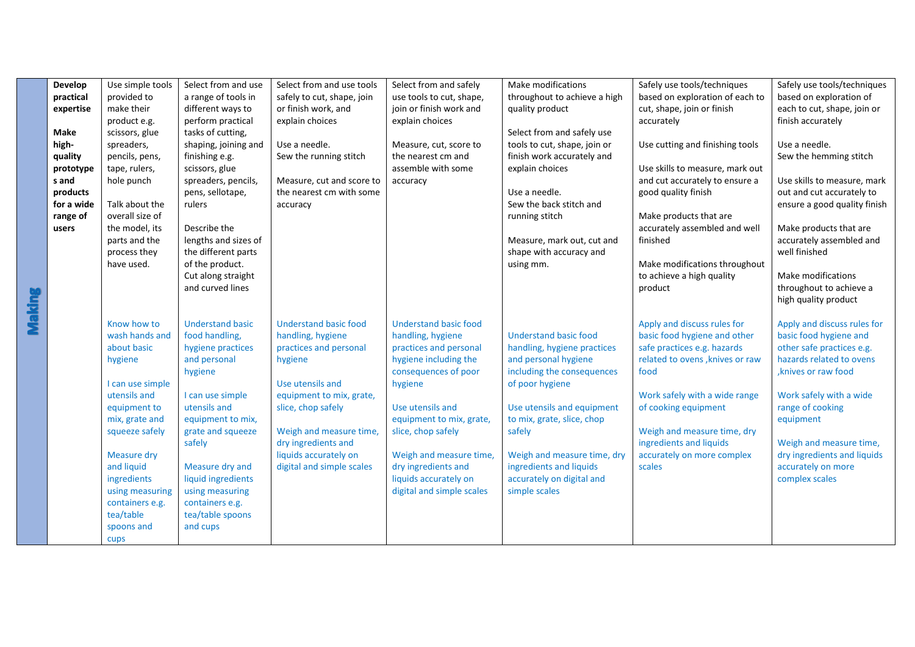| | | | | | | | | |
|---|---|---|---|---|---|---|---|---|
| **Making** | **Develop practical expertise**<br><br>**Make high-quality prototypes and products for a wide range of users** | Use simple tools provided to make their product e.g. scissors, glue spreaders, pencils, pens, tape, rulers, hole punch<br><br>Talk about the overall size of the model, its parts and the process they have used.<br><br>Know how to wash hands and about basic hygiene<br><br>I can use simple utensils and equipment to mix, grate and squeeze safely<br><br>Measure dry and liquid ingredients using measuring containers e.g. tea/table spoons and cups | Select from and use a range of tools in different ways to perform practical tasks of cutting, shaping, joining and finishing e.g. scissors, glue spreaders, pencils, pens, sellotape, rulers<br><br>Describe the lengths and sizes of the different parts of the product.<br>Cut along straight and curved lines<br><br>Understand basic food handling, hygiene practices and personal hygiene<br><br>I can use simple utensils and equipment to mix, grate and squeeze safely<br><br>Measure dry and liquid ingredients using measuring containers e.g. tea/table spoons and cups | Select from and use tools safely to cut, shape, join or finish work, and explain choices<br><br>Use a needle.<br>Sew the running stitch<br><br>Measure, cut and score to the nearest cm with some accuracy<br><br>Understand basic food handling, hygiene practices and personal hygiene<br><br>Use utensils and equipment to mix, grate, slice, chop safely<br><br>Weigh and measure time, dry ingredients and liquids accurately on digital and simple scales | Select from and safely use tools to cut, shape, join or finish work and explain choices<br><br>Measure, cut, score to the nearest cm and assemble with some accuracy<br><br>Understand basic food handling, hygiene practices and personal hygiene including the consequences of poor hygiene<br><br>Use utensils and equipment to mix, grate, slice, chop safely<br><br>Weigh and measure time, dry ingredients and liquids accurately on digital and simple scales | Make modifications throughout to achieve a high quality product<br><br>Select from and safely use tools to cut, shape, join or finish work accurately and explain choices<br><br>Use a needle.<br>Sew the back stitch and running stitch<br><br>Measure, mark out, cut and shape with accuracy and using mm.<br><br>Understand basic food handling, hygiene practices and personal hygiene including the consequences of poor hygiene<br><br>Use utensils and equipment to mix, grate, slice, chop safely<br><br>Weigh and measure time, dry ingredients and liquids accurately on digital and simple scales | Safely use tools/techniques based on exploration of each to cut, shape, join or finish accurately<br><br>Use cutting and finishing tools<br><br>Use skills to measure, mark out and cut accurately to ensure a good quality finish<br><br>Make products that are accurately assembled and well finished<br><br>Make modifications throughout to achieve a high quality product<br><br>Apply and discuss rules for basic food hygiene and other safe practices e.g. hazards related to ovens ,knives or raw food<br><br>Work safely with a wide range of cooking equipment<br><br>Weigh and measure time, dry ingredients and liquids accurately on more complex scales | Safely use tools/techniques based on exploration of each to cut, shape, join or finish accurately<br><br>Use a needle.<br>Sew the hemming stitch<br><br>Use skills to measure, mark out and cut accurately to ensure a good quality finish<br><br>Make products that are accurately assembled and well finished<br><br>Make modifications throughout to achieve a high quality product<br><br>Apply and discuss rules for basic food hygiene and other safe practices e.g. hazards related to ovens ,knives or raw food<br><br>Work safely with a wide range of cooking equipment<br><br>Weigh and measure time, dry ingredients and liquids accurately on more complex scales |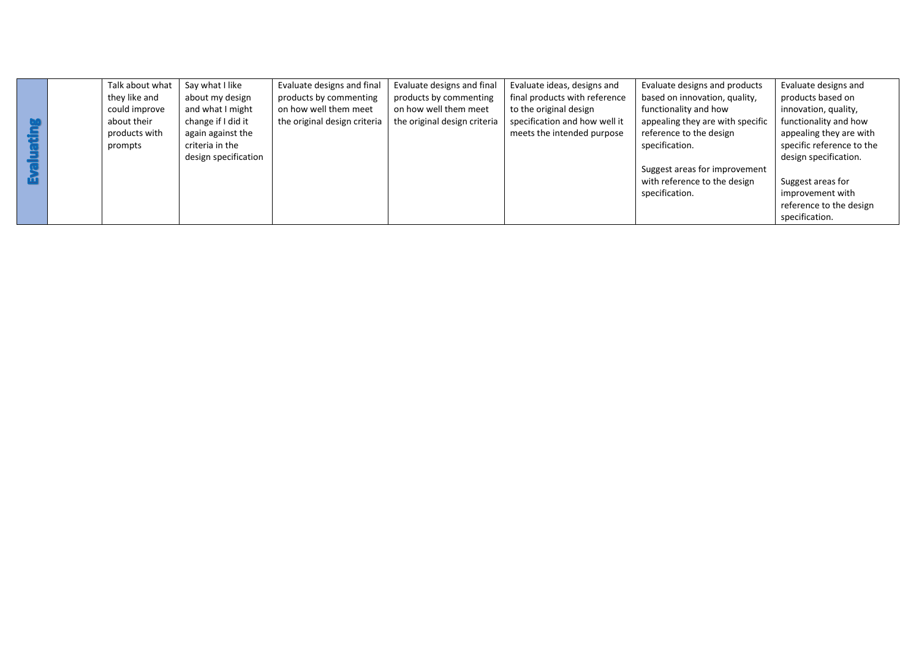| | | | | | | | | |
|---|---|---|---|---|---|---|---|---|
| Evaluating | | Talk about what they like and could improve about their products with prompts | Say what I like about my design and what I might change if I did it again against the criteria in the design specification | Evaluate designs and final products by commenting on how well them meet the original design criteria | Evaluate designs and final products by commenting on how well them meet the original design criteria | Evaluate ideas, designs and final products with reference to the original design specification and how well it meets the intended purpose | Evaluate designs and products based on innovation, quality, functionality and how appealing they are with specific reference to the design specification.<br><br>Suggest areas for improvement with reference to the design specification. | Evaluate designs and products based on innovation, quality, functionality and how appealing they are with specific reference to the design specification.<br><br>Suggest areas for improvement with reference to the design specification. |